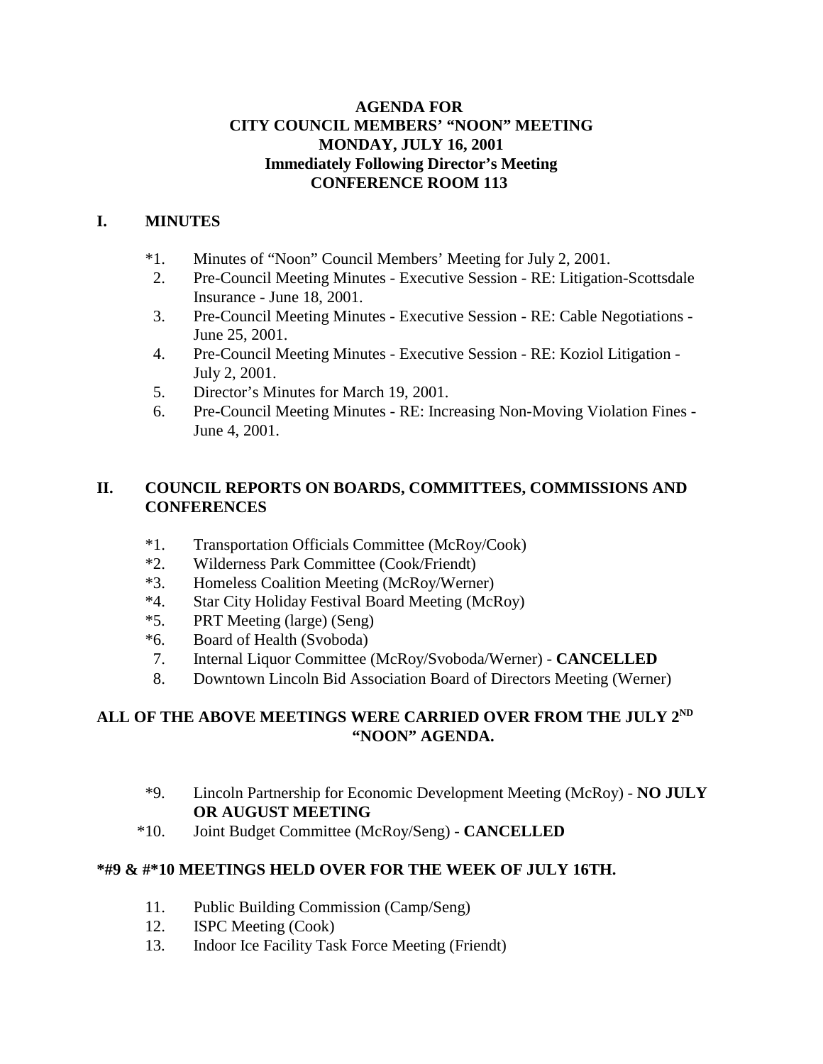# AGENDA FOR
# CITY COUNCIL MEMBERS' "NOON" MEETING
# MONDAY, JULY 16, 2001
# Immediately Following Director's Meeting
# CONFERENCE ROOM 113

## I. MINUTES

*1. Minutes of "Noon" Council Members' Meeting for July 2, 2001.
2. Pre-Council Meeting Minutes - Executive Session - RE: Litigation-Scottsdale Insurance - June 18, 2001.
3. Pre-Council Meeting Minutes - Executive Session - RE: Cable Negotiations - June 25, 2001.
4. Pre-Council Meeting Minutes - Executive Session - RE: Koziol Litigation - July 2, 2001.
5. Director's Minutes for March 19, 2001.
6. Pre-Council Meeting Minutes - RE: Increasing Non-Moving Violation Fines - June 4, 2001.

## II. COUNCIL REPORTS ON BOARDS, COMMITTEES, COMMISSIONS AND CONFERENCES

*1. Transportation Officials Committee (McRoy/Cook)
*2. Wilderness Park Committee (Cook/Friendt)
*3. Homeless Coalition Meeting (McRoy/Werner)
*4. Star City Holiday Festival Board Meeting (McRoy)
*5. PRT Meeting (large) (Seng)
*6. Board of Health (Svoboda)
7. Internal Liquor Committee (McRoy/Svoboda/Werner) - **CANCELLED**
8. Downtown Lincoln Bid Association Board of Directors Meeting (Werner)

**ALL OF THE ABOVE MEETINGS WERE CARRIED OVER FROM THE JULY 2ND "NOON" AGENDA.**

*9. Lincoln Partnership for Economic Development Meeting (McRoy) - **NO JULY OR AUGUST MEETING**
*10. Joint Budget Committee (McRoy/Seng) - **CANCELLED**

**\*#9 & #\*10 MEETINGS HELD OVER FOR THE WEEK OF JULY 16TH.**

11. Public Building Commission (Camp/Seng)
12. ISPC Meeting (Cook)
13. Indoor Ice Facility Task Force Meeting (Friendt)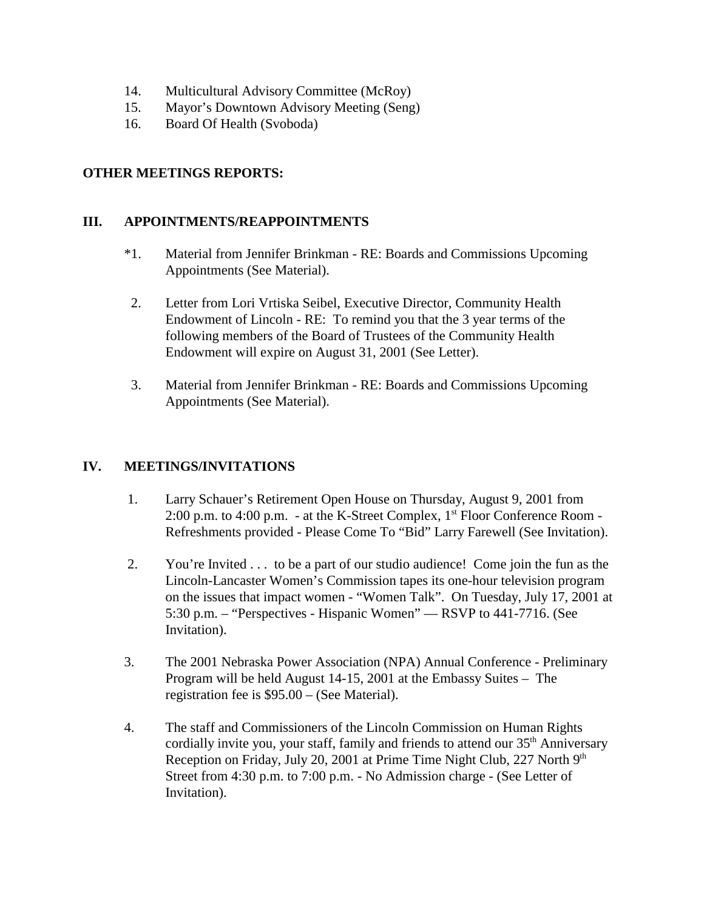14. Multicultural Advisory Committee (McRoy)
15. Mayor’s Downtown Advisory Meeting (Seng)
16. Board Of Health (Svoboda)

**OTHER MEETINGS REPORTS:**

## III. APPOINTMENTS/REAPPOINTMENTS

*1. Material from Jennifer Brinkman - RE: Boards and Commissions Upcoming Appointments (See Material).

2. Letter from Lori Vrtiska Seibel, Executive Director, Community Health Endowment of Lincoln - RE: To remind you that the 3 year terms of the following members of the Board of Trustees of the Community Health Endowment will expire on August 31, 2001 (See Letter).

3. Material from Jennifer Brinkman - RE: Boards and Commissions Upcoming Appointments (See Material).

## IV. MEETINGS/INVITATIONS

1. Larry Schauer’s Retirement Open House on Thursday, August 9, 2001 from 2:00 p.m. to 4:00 p.m. - at the K-Street Complex, 1st Floor Conference Room - Refreshments provided - Please Come To “Bid” Larry Farewell (See Invitation).

2. You’re Invited . . . to be a part of our studio audience! Come join the fun as the Lincoln-Lancaster Women’s Commission tapes its one-hour television program on the issues that impact women - “Women Talk”. On Tuesday, July 17, 2001 at 5:30 p.m. – “Perspectives - Hispanic Women” — RSVP to 441-7716. (See Invitation).

3. The 2001 Nebraska Power Association (NPA) Annual Conference - Preliminary Program will be held August 14-15, 2001 at the Embassy Suites – The registration fee is $95.00 – (See Material).

4. The staff and Commissioners of the Lincoln Commission on Human Rights cordially invite you, your staff, family and friends to attend our 35th Anniversary Reception on Friday, July 20, 2001 at Prime Time Night Club, 227 North 9th Street from 4:30 p.m. to 7:00 p.m. - No Admission charge - (See Letter of Invitation).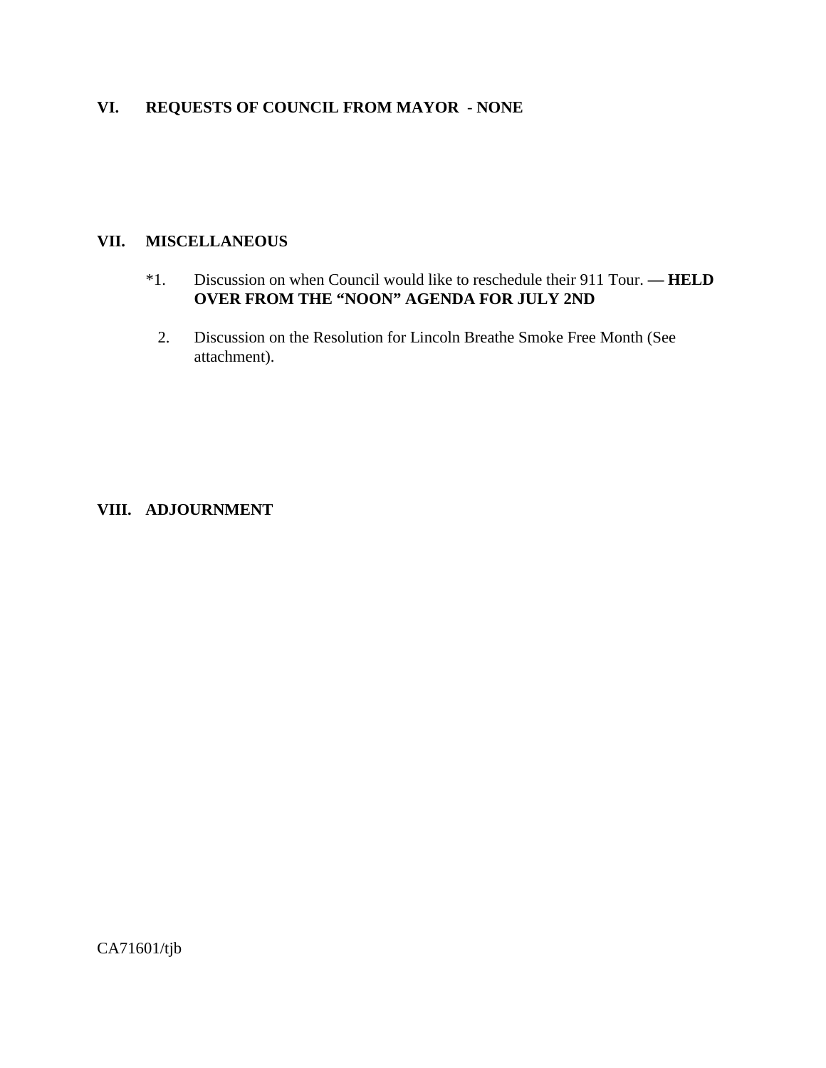## VI. REQUESTS OF COUNCIL FROM MAYOR - NONE

## VII. MISCELLANEOUS

*1. Discussion on when Council would like to reschedule their 911 Tour. **— HELD OVER FROM THE "NOON" AGENDA FOR JULY 2ND**

2. Discussion on the Resolution for Lincoln Breathe Smoke Free Month (See attachment).

## VIII. ADJOURNMENT

CA71601/tjb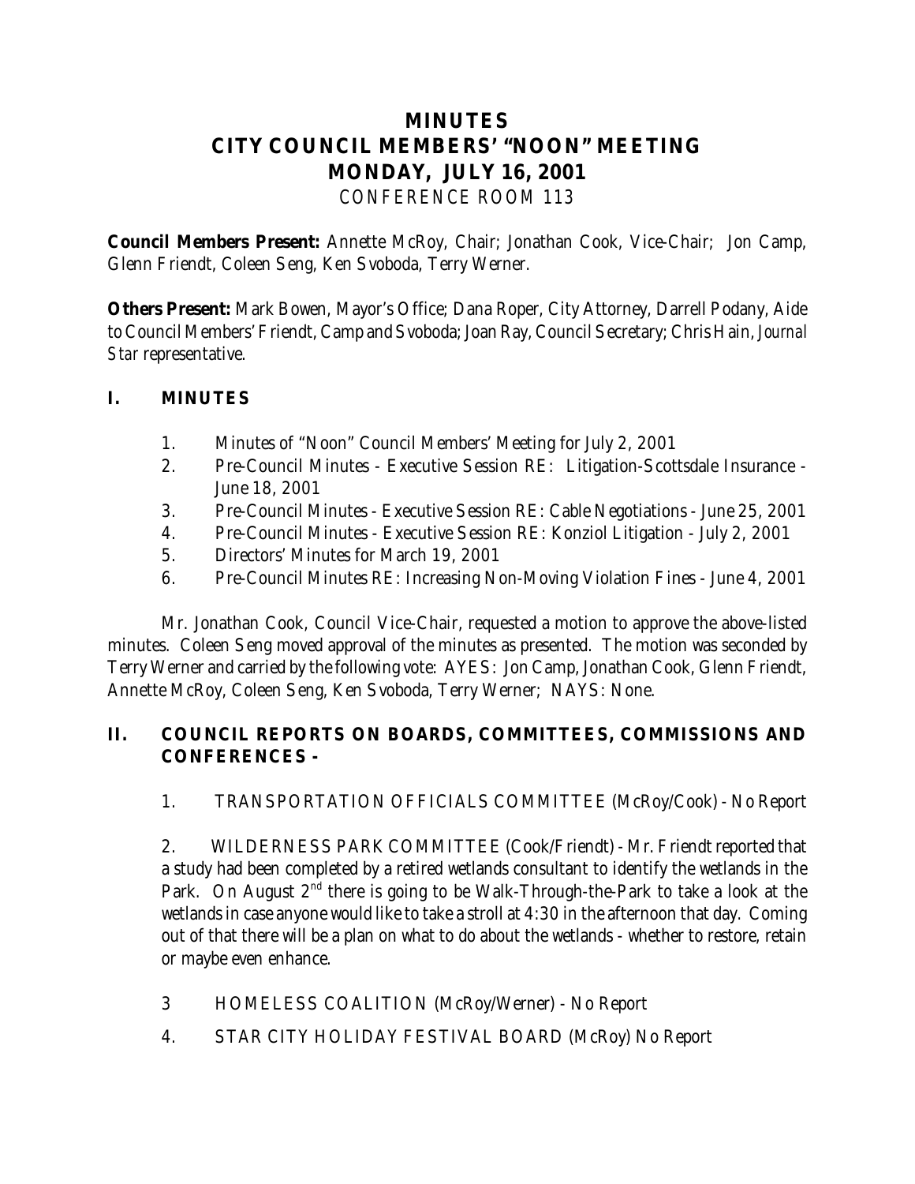# MINUTES
# CITY COUNCIL MEMBERS' "NOON" MEETING
# MONDAY, JULY 16, 2001
CONFERENCE ROOM 113

**Council Members Present:** Annette McRoy, Chair; Jonathan Cook, Vice-Chair; Jon Camp, Glenn Friendt, Coleen Seng, Ken Svoboda, Terry Werner.

**Others Present:** Mark Bowen, Mayor's Office; Dana Roper, City Attorney, Darrell Podany, Aide to Council Members' Friendt, Camp and Svoboda; Joan Ray, Council Secretary; Chris Hain, *Journal Star* representative.

## I. MINUTES

1. Minutes of "Noon" Council Members' Meeting for July 2, 2001
2. Pre-Council Minutes - Executive Session RE: Litigation-Scottsdale Insurance - June 18, 2001
3. Pre-Council Minutes - Executive Session RE: Cable Negotiations - June 25, 2001
4. Pre-Council Minutes - Executive Session RE: Konziol Litigation - July 2, 2001
5. Directors' Minutes for March 19, 2001
6. Pre-Council Minutes RE: Increasing Non-Moving Violation Fines - June 4, 2001

Mr. Jonathan Cook, Council Vice-Chair, requested a motion to approve the above-listed minutes. Coleen Seng moved approval of the minutes as presented. The motion was seconded by Terry Werner and carried by the following vote: AYES: Jon Camp, Jonathan Cook, Glenn Friendt, Annette McRoy, Coleen Seng, Ken Svoboda, Terry Werner; NAYS: None.

## II. COUNCIL REPORTS ON BOARDS, COMMITTEES, COMMISSIONS AND CONFERENCES -

1. TRANSPORTATION OFFICIALS COMMITTEE (McRoy/Cook) - No Report

2. WILDERNESS PARK COMMITTEE (Cook/Friendt) - Mr. Friendt reported that a study had been completed by a retired wetlands consultant to identify the wetlands in the Park. On August 2nd there is going to be Walk-Through-the-Park to take a look at the wetlands in case anyone would like to take a stroll at 4:30 in the afternoon that day. Coming out of that there will be a plan on what to do about the wetlands - whether to restore, retain or maybe even enhance.

3 HOMELESS COALITION (McRoy/Werner) - No Report

4. STAR CITY HOLIDAY FESTIVAL BOARD (McRoy) No Report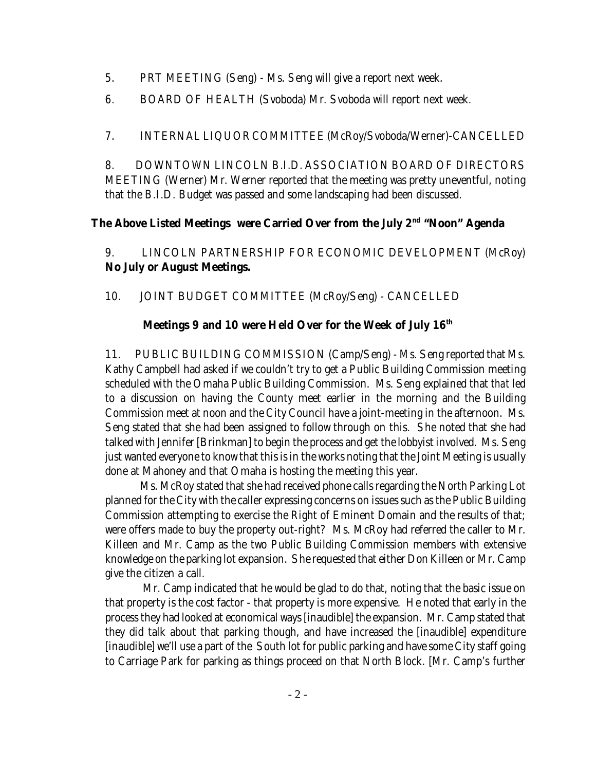5. PRT MEETING (Seng) - Ms. Seng will give a report next week.

6. BOARD OF HEALTH (Svoboda) Mr. Svoboda will report next week.

7. INTERNAL LIQUOR COMMITTEE (McRoy/Svoboda/Werner)-CANCELLED

8. DOWNTOWN LINCOLN B.I.D. ASSOCIATION BOARD OF DIRECTORS MEETING (Werner) Mr. Werner reported that the meeting was pretty uneventful, noting that the B.I.D. Budget was passed and some landscaping had been discussed.

**The Above Listed Meetings were Carried Over from the July 2nd "Noon" Agenda**

9. LINCOLN PARTNERSHIP FOR ECONOMIC DEVELOPMENT (McRoy) **No July or August Meetings.**

10. JOINT BUDGET COMMITTEE (McRoy/Seng) - CANCELLED

**Meetings 9 and 10 were Held Over for the Week of July 16th**

11. PUBLIC BUILDING COMMISSION (Camp/Seng) - Ms. Seng reported that Ms. Kathy Campbell had asked if we couldn't try to get a Public Building Commission meeting scheduled with the Omaha Public Building Commission. Ms. Seng explained that *that* led to a discussion on having the County meet earlier in the morning and the Building Commission meet at noon and the City Council have a joint-meeting in the afternoon. Ms. Seng stated that she had been assigned to follow through on this. She noted that she had talked with Jennifer [Brinkman] to begin the process and get the lobbyist involved. Ms. Seng just wanted everyone to know that this is in the works noting that the Joint Meeting is usually done at Mahoney and that Omaha is hosting the meeting this year.

Ms. McRoy stated that she had received phone calls regarding the North Parking Lot planned for the City with the caller expressing concerns on issues such as the Public Building Commission attempting to exercise the Right of Eminent Domain and the results of that; were offers made to buy the property out-right? Ms. McRoy had referred the caller to Mr. Killeen and Mr. Camp as the two Public Building Commission members with extensive knowledge on the parking lot expansion. She requested that either Don Killeen or Mr. Camp give the citizen a call.

Mr. Camp indicated that he would be glad to do that, noting that the basic issue on that property is the cost factor - that property is more expensive. He noted that early in the process they had looked at economical ways [inaudible] the expansion. Mr. Camp stated that they did talk about that parking though, and have increased the [inaudible] expenditure [inaudible] we'll use a part of the South lot for public parking and have some City staff going to Carriage Park for parking as things proceed on that North Block. [Mr. Camp's further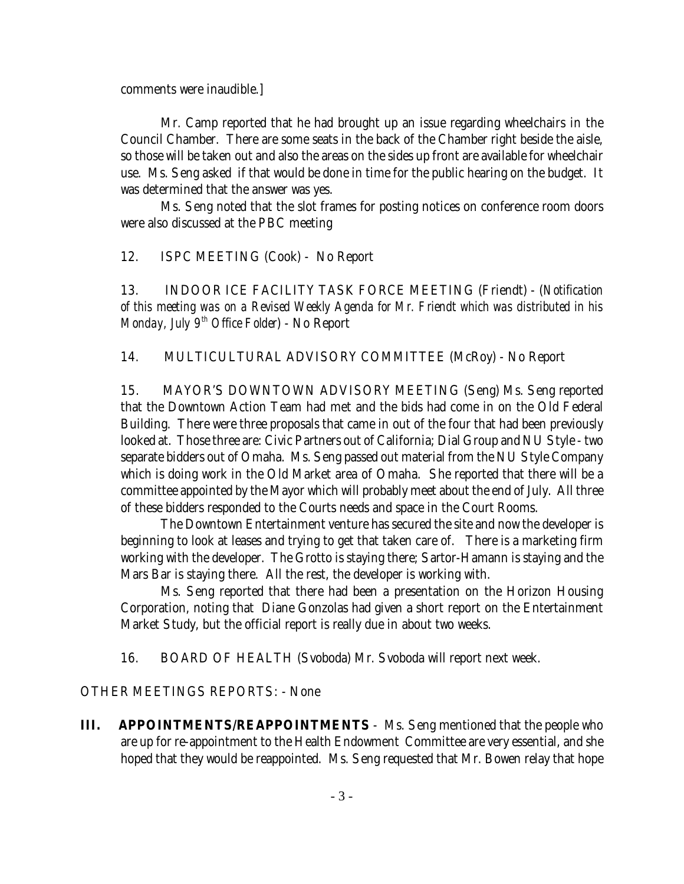comments were inaudible.]

Mr. Camp reported that he had brought up an issue regarding wheelchairs in the Council Chamber. There are some seats in the back of the Chamber right beside the aisle, so those will be taken out and also the areas on the sides up front are available for wheelchair use. Ms. Seng asked if that would be done in time for the public hearing on the budget. It was determined that the answer was yes.

Ms. Seng noted that the slot frames for posting notices on conference room doors were also discussed at the PBC meeting

12. ISPC MEETING (Cook) - No Report

13. INDOOR ICE FACILITY TASK FORCE MEETING (Friendt) - *(Notification of this meeting was on a Revised Weekly Agenda for Mr. Friendt which was distributed in his Monday, July 9th Office Folder)* - No Report

14. MULTICULTURAL ADVISORY COMMITTEE (McRoy) - No Report

15. MAYOR'S DOWNTOWN ADVISORY MEETING (Seng) Ms. Seng reported that the Downtown Action Team had met and the bids had come in on the Old Federal Building. There were three proposals that came in out of the four that had been previously looked at. Those three are: Civic Partners out of California; Dial Group and NU Style - two separate bidders out of Omaha. Ms. Seng passed out material from the NU Style Company which is doing work in the Old Market area of Omaha. She reported that there will be a committee appointed by the Mayor which will probably meet about the end of July. All three of these bidders responded to the Courts needs and space in the Court Rooms.

The Downtown Entertainment venture has secured the site and now the developer is beginning to look at leases and trying to get that taken care of. There is a marketing firm working with the developer. The Grotto is staying there; Sartor-Hamann is staying and the Mars Bar is staying there. All the rest, the developer is working with.

Ms. Seng reported that there had been a presentation on the Horizon Housing Corporation, noting that Diane Gonzolas had given a short report on the Entertainment Market Study, but the official report is really due in about two weeks.

16. BOARD OF HEALTH (Svoboda) Mr. Svoboda will report next week.

OTHER MEETINGS REPORTS: - None

**III. APPOINTMENTS/REAPPOINTMENTS** - Ms. Seng mentioned that the people who are up for re-appointment to the Health Endowment Committee are very essential, and she hoped that they would be reappointed. Ms. Seng requested that Mr. Bowen relay that hope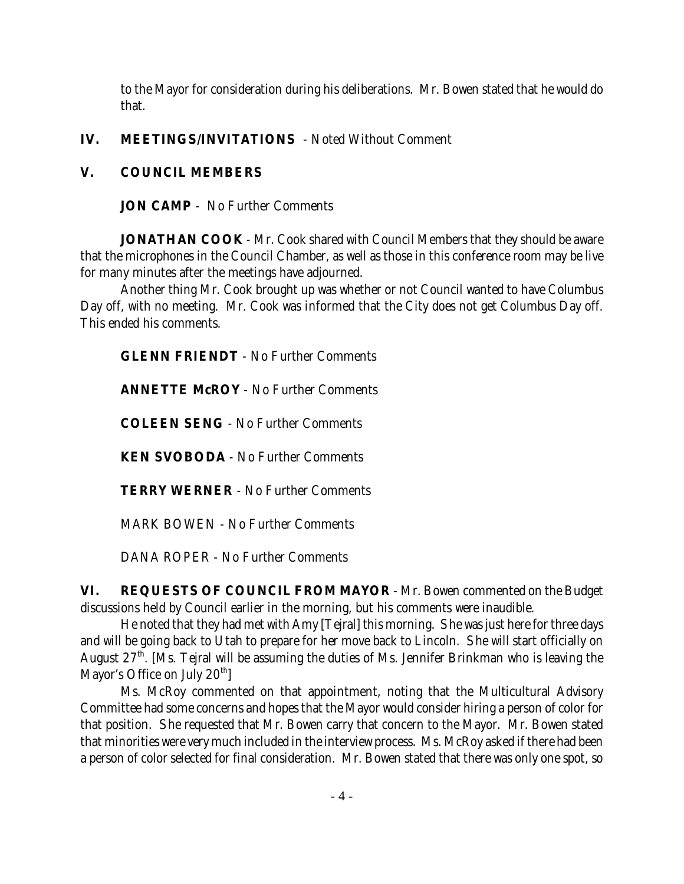to the Mayor for consideration during his deliberations. Mr. Bowen stated that he would do that.

## IV. MEETINGS/INVITATIONS - Noted Without Comment

## V. COUNCIL MEMBERS

**JON CAMP** - No Further Comments

**JONATHAN COOK** - Mr. Cook shared with Council Members that they should be aware that the microphones in the Council Chamber, as well as those in this conference room may be live for many minutes after the meetings have adjourned.

Another thing Mr. Cook brought up was whether or not Council wanted to have Columbus Day off, with no meeting. Mr. Cook was informed that the City does not get Columbus Day off. This ended his comments.

**GLENN FRIENDT** - No Further Comments

**ANNETTE McROY** - No Further Comments

**COLEEN SENG** - No Further Comments

**KEN SVOBODA** - No Further Comments

**TERRY WERNER** - No Further Comments

MARK BOWEN - No Further Comments

DANA ROPER - No Further Comments

**VI. REQUESTS OF COUNCIL FROM MAYOR** - Mr. Bowen commented on the Budget discussions held by Council earlier in the morning, but his comments were inaudible.

He noted that they had met with Amy [Tejral] this morning. She was just here for three days and will be going back to Utah to prepare for her move back to Lincoln. She will start officially on August 27th. [Ms. Tejral will be assuming the duties of Ms. Jennifer Brinkman who is leaving the Mayor's Office on July 20th]

Ms. McRoy commented on that appointment, noting that the Multicultural Advisory Committee had some concerns and hopes that the Mayor would consider hiring a person of color for that position. She requested that Mr. Bowen carry that concern to the Mayor. Mr. Bowen stated that minorities were very much included in the interview process. Ms. McRoy asked if there had been a person of color selected for final consideration. Mr. Bowen stated that there was only one spot, so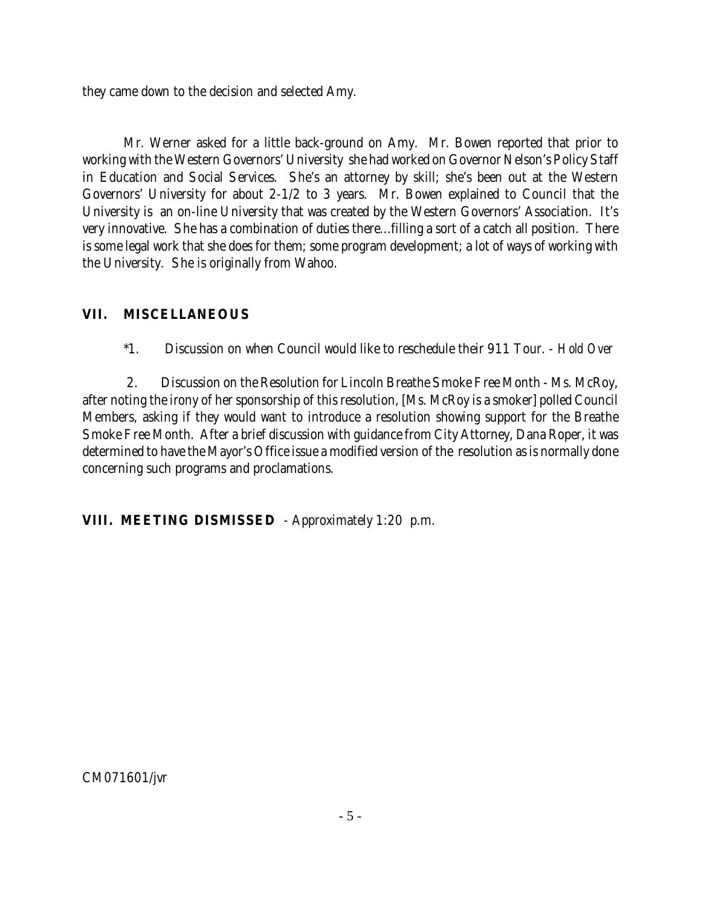they came down to the decision and selected Amy.

Mr. Werner asked for a little back-ground on Amy. Mr. Bowen reported that prior to working with the Western Governors' University she had worked on Governor Nelson's Policy Staff in Education and Social Services. She's an attorney by skill; she's been out at the Western Governors' University for about 2-1/2 to 3 years. Mr. Bowen explained to Council that the University is an on-line University that was created by the Western Governors' Association. It's very innovative. She has a combination of duties there...filling a sort of a catch all position. There is some legal work that she does for them; some program development; a lot of ways of working with the University. She is originally from Wahoo.

## VII. MISCELLANEOUS

*1. Discussion on when Council would like to reschedule their 911 Tour. - *Hold Over*

2. Discussion on the Resolution for Lincoln Breathe Smoke Free Month - Ms. McRoy, after noting the irony of her sponsorship of this resolution, [Ms. McRoy is a smoker] polled Council Members, asking if they would want to introduce a resolution showing support for the Breathe Smoke Free Month. After a brief discussion with guidance from City Attorney, Dana Roper, it was determined to have the Mayor's Office issue a modified version of the resolution as is normally done concerning such programs and proclamations.

**VIII. MEETING DISMISSED** - Approximately 1:20 p.m.

CM071601/jvr